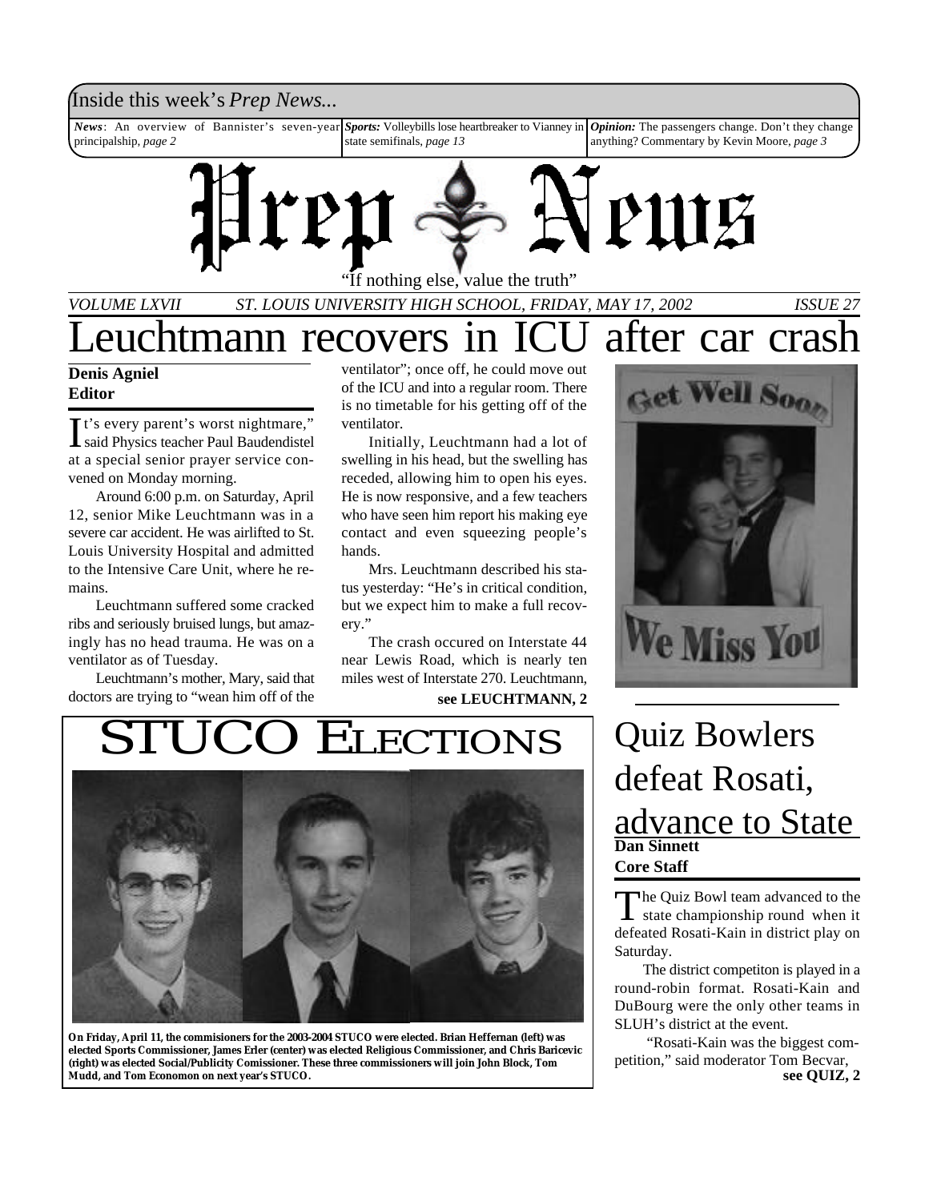Inside this week's *Prep News...*

*News*: An overview of Bannister's seven-year principalship, *page 2*

*Sports:* Volleybills lose heartbreaker to Vianney in state semifinals, *page 13*

*Opinion:* The passengers change. Don't they change anything? Commentary by Kevin Moore, *page 3*

# Prep News

"If nothing else, value the truth"

*VOLUME LXVII — ST. LOUIS UNIVERSITY HIGH SCHOOL, FRIDAY, MAY 17, 2002 — ISSUE 27*

# Leuchtmann recovers in ICU after car crash

**Denis Agniel**
**Editor**

"It's every parent's worst nightmare," said Physics teacher Paul Baudendistel at a special senior prayer service convened on Monday morning.

Around 6:00 p.m. on Saturday, April 12, senior Mike Leuchtmann was in a severe car accident. He was airlifted to St. Louis University Hospital and admitted to the Intensive Care Unit, where he remains.

Leuchtmann suffered some cracked ribs and seriously bruised lungs, but amazingly has no head trauma. He was on a ventilator as of Tuesday.

Leuchtmann's mother, Mary, said that doctors are trying to "wean him off of the ventilator"; once off, he could move out of the ICU and into a regular room. There is no timetable for his getting off of the ventilator.

Initially, Leuchtmann had a lot of swelling in his head, but the swelling has receded, allowing him to open his eyes. He is now responsive, and a few teachers who have seen him report his making eye contact and even squeezing people's hands.

Mrs. Leuchtmann described his status yesterday: "He's in critical condition, but we expect him to make a full recovery."

The crash occured on Interstate 44 near Lewis Road, which is nearly ten miles west of Interstate 270. Leuchtmann,

**see LEUCHTMANN, 2**

Get Well Soon

We Miss You

## STUCO Elections

**On Friday, April 11, the commisioners for the 2003-2004 STUCO were elected. Brian Heffernan (left) was elected Sports Commissioner, James Erler (center) was elected Religious Commissioner, and Chris Baricevic (right) was elected Social/Publicity Comissioner. These three commissioners will join John Block, Tom Mudd, and Tom Economon on next year's STUCO.**

## Quiz Bowlers defeat Rosati, advance to State

**Dan Sinnett**
**Core Staff**

The Quiz Bowl team advanced to the state championship round when it defeated Rosati-Kain in district play on Saturday.

The district competiton is played in a round-robin format. Rosati-Kain and DuBourg were the only other teams in SLUH's district at the event.

"Rosati-Kain was the biggest competition," said moderator Tom Becvar,

**see QUIZ, 2**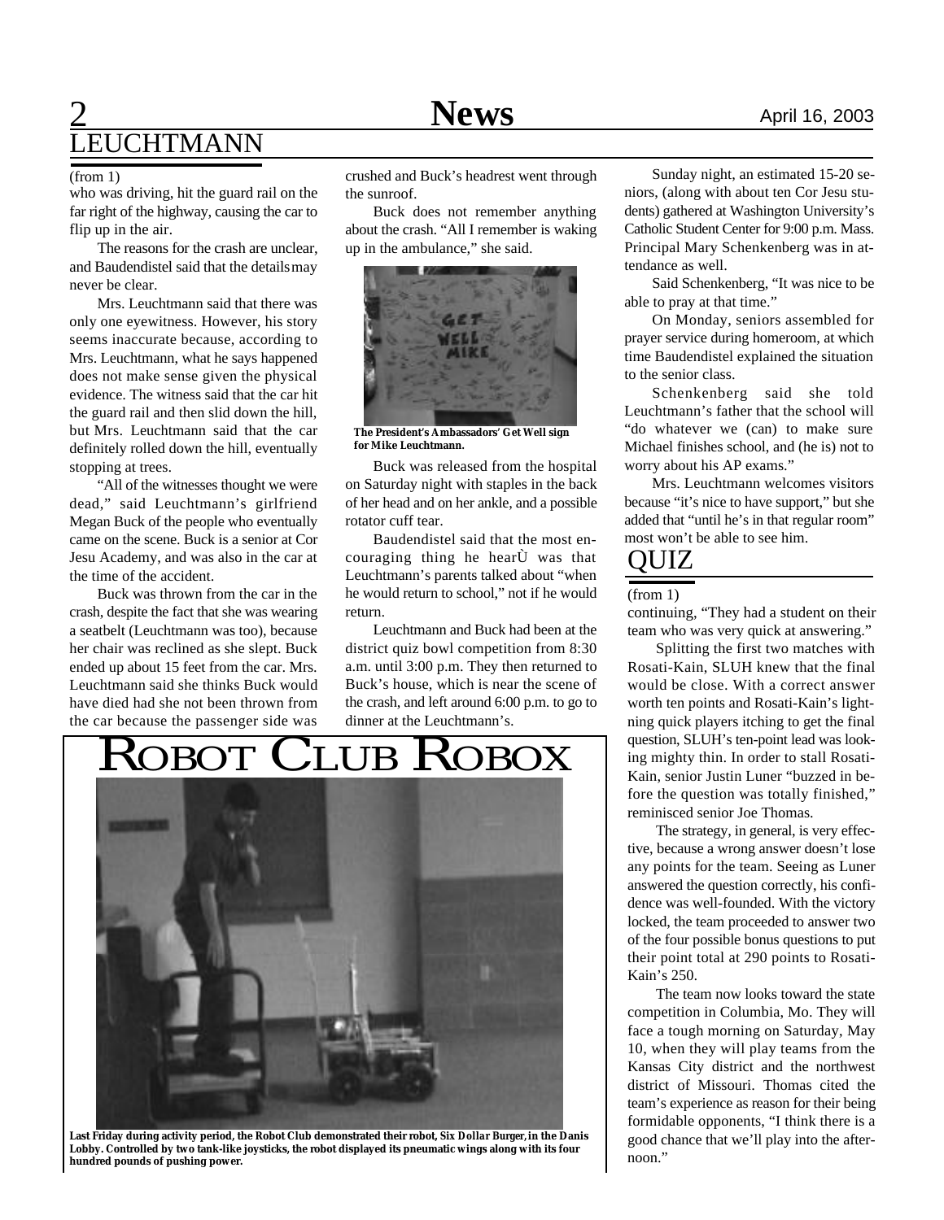## LEUCHTMANN

(from 1)

who was driving, hit the guard rail on the far right of the highway, causing the car to flip up in the air.

The reasons for the crash are unclear, and Baudendistel said that the details may never be clear.

Mrs. Leuchtmann said that there was only one eyewitness. However, his story seems inaccurate because, according to Mrs. Leuchtmann, what he says happened does not make sense given the physical evidence. The witness said that the car hit the guard rail and then slid down the hill, but Mrs. Leuchtmann said that the car definitely rolled down the hill, eventually stopping at trees.

"All of the witnesses thought we were dead," said Leuchtmann's girlfriend Megan Buck of the people who eventually came on the scene. Buck is a senior at Cor Jesu Academy, and was also in the car at the time of the accident.

Buck was thrown from the car in the crash, despite the fact that she was wearing a seatbelt (Leuchtmann was too), because her chair was reclined as she slept. Buck ended up about 15 feet from the car. Mrs. Leuchtmann said she thinks Buck would have died had she not been thrown from the car because the passenger side was crushed and Buck's headrest went through the sunroof.

Buck does not remember anything about the crash. "All I remember is waking up in the ambulance," she said.

**The President's Ambassadors' Get Well sign for Mike Leuchtmann.**

Buck was released from the hospital on Saturday night with staples in the back of her head and on her ankle, and a possible rotator cuff tear.

Baudendistel said that the most encouraging thing he hearÙ was that Leuchtmann's parents talked about "when he would return to school," not if he would return.

Leuchtmann and Buck had been at the district quiz bowl competition from 8:30 a.m. until 3:00 p.m. They then returned to Buck's house, which is near the scene of the crash, and left around 6:00 p.m. to go to dinner at the Leuchtmann's.

Sunday night, an estimated 15-20 seniors, (along with about ten Cor Jesu students) gathered at Washington University's Catholic Student Center for 9:00 p.m. Mass. Principal Mary Schenkenberg was in attendance as well.

Said Schenkenberg, "It was nice to be able to pray at that time."

On Monday, seniors assembled for prayer service during homeroom, at which time Baudendistel explained the situation to the senior class.

Schenkenberg said she told Leuchtmann's father that the school will "do whatever we (can) to make sure Michael finishes school, and (he is) not to worry about his AP exams."

Mrs. Leuchtmann welcomes visitors because "it's nice to have support," but she added that "until he's in that regular room" most won't be able to see him.

## ROBOT CLUB ROBOX

**Last Friday during activity period, the Robot Club demonstrated their robot, Six Dollar Burger, in the Danis Lobby. Controlled by two tank-like joysticks, the robot displayed its pneumatic wings along with its four hundred pounds of pushing power.**

## QUIZ

(from 1)

continuing, "They had a student on their team who was very quick at answering."

Splitting the first two matches with Rosati-Kain, SLUH knew that the final would be close. With a correct answer worth ten points and Rosati-Kain's lightning quick players itching to get the final question, SLUH's ten-point lead was looking mighty thin. In order to stall Rosati-Kain, senior Justin Luner "buzzed in before the question was totally finished," reminisced senior Joe Thomas.

The strategy, in general, is very effective, because a wrong answer doesn't lose any points for the team. Seeing as Luner answered the question correctly, his confidence was well-founded. With the victory locked, the team proceeded to answer two of the four possible bonus questions to put their point total at 290 points to Rosati-Kain's 250.

The team now looks toward the state competition in Columbia, Mo. They will face a tough morning on Saturday, May 10, when they will play teams from the Kansas City district and the northwest district of Missouri. Thomas cited the team's experience as reason for their being formidable opponents, "I think there is a good chance that we'll play into the afternoon."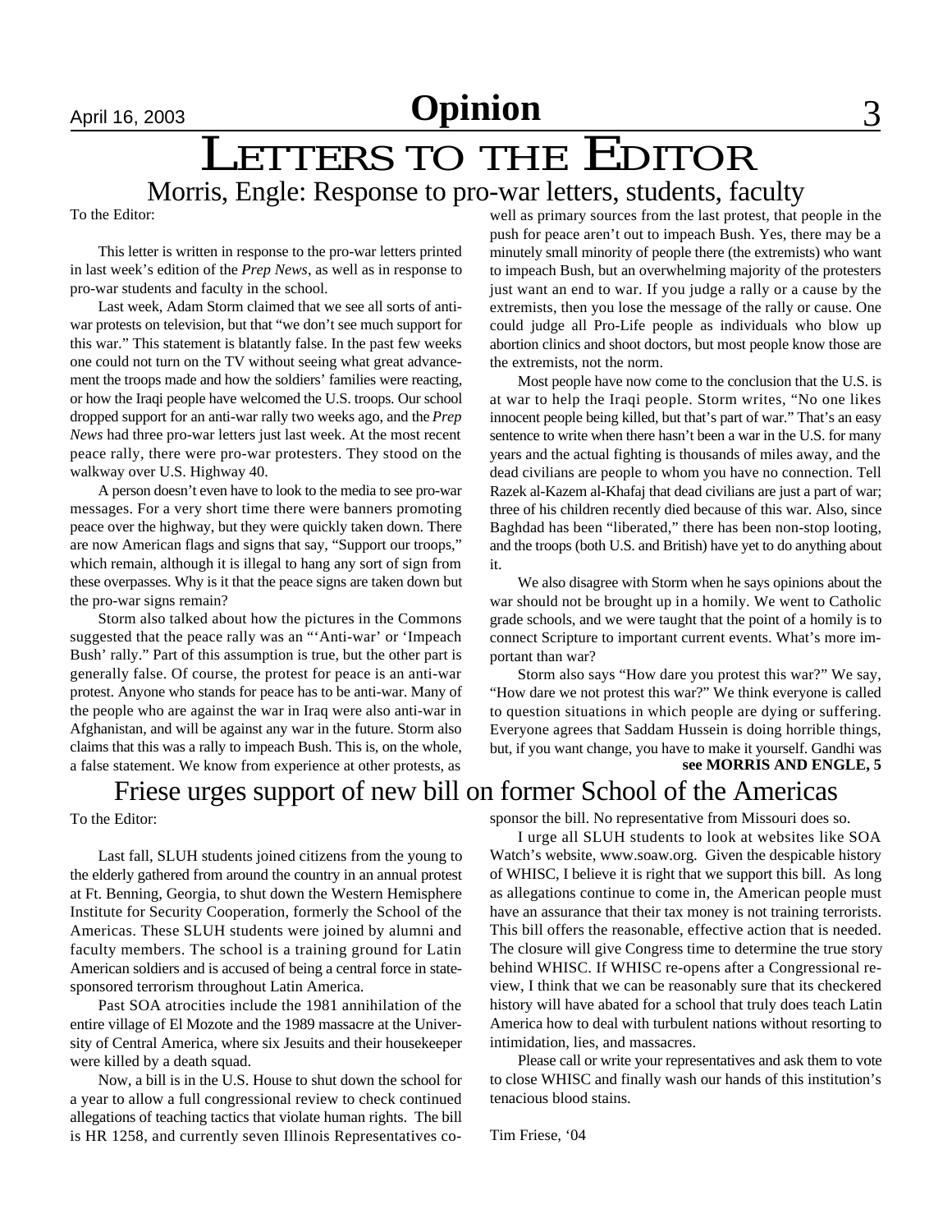# Opinion

# LETTERS TO THE EDITOR

## Morris, Engle: Response to pro-war letters, students, faculty

To the Editor:

This letter is written in response to the pro-war letters printed in last week's edition of the *Prep News*, as well as in response to pro-war students and faculty in the school.

Last week, Adam Storm claimed that we see all sorts of anti-war protests on television, but that "we don't see much support for this war." This statement is blatantly false. In the past few weeks one could not turn on the TV without seeing what great advancement the troops made and how the soldiers' families were reacting, or how the Iraqi people have welcomed the U.S. troops. Our school dropped support for an anti-war rally two weeks ago, and the *Prep News* had three pro-war letters just last week. At the most recent peace rally, there were pro-war protesters. They stood on the walkway over U.S. Highway 40.

A person doesn't even have to look to the media to see pro-war messages. For a very short time there were banners promoting peace over the highway, but they were quickly taken down. There are now American flags and signs that say, "Support our troops," which remain, although it is illegal to hang any sort of sign from these overpasses. Why is it that the peace signs are taken down but the pro-war signs remain?

Storm also talked about how the pictures in the Commons suggested that the peace rally was an "'Anti-war' or 'Impeach Bush' rally." Part of this assumption is true, but the other part is generally false. Of course, the protest for peace is an anti-war protest. Anyone who stands for peace has to be anti-war. Many of the people who are against the war in Iraq were also anti-war in Afghanistan, and will be against any war in the future. Storm also claims that this was a rally to impeach Bush. This is, on the whole, a false statement. We know from experience at other protests, as well as primary sources from the last protest, that people in the push for peace aren't out to impeach Bush. Yes, there may be a minutely small minority of people there (the extremists) who want to impeach Bush, but an overwhelming majority of the protesters just want an end to war. If you judge a rally or a cause by the extremists, then you lose the message of the rally or cause. One could judge all Pro-Life people as individuals who blow up abortion clinics and shoot doctors, but most people know those are the extremists, not the norm.

Most people have now come to the conclusion that the U.S. is at war to help the Iraqi people. Storm writes, "No one likes innocent people being killed, but that's part of war." That's an easy sentence to write when there hasn't been a war in the U.S. for many years and the actual fighting is thousands of miles away, and the dead civilians are people to whom you have no connection. Tell Razek al-Kazem al-Khafaj that dead civilians are just a part of war; three of his children recently died because of this war. Also, since Baghdad has been "liberated," there has been non-stop looting, and the troops (both U.S. and British) have yet to do anything about it.

We also disagree with Storm when he says opinions about the war should not be brought up in a homily. We went to Catholic grade schools, and we were taught that the point of a homily is to connect Scripture to important current events. What's more important than war?

Storm also says "How dare you protest this war?" We say, "How dare we not protest this war?" We think everyone is called to question situations in which people are dying or suffering. Everyone agrees that Saddam Hussein is doing horrible things, but, if you want change, you have to make it yourself. Gandhi was

**see MORRIS AND ENGLE, 5**

## Friese urges support of new bill on former School of the Americas

To the Editor:

Last fall, SLUH students joined citizens from the young to the elderly gathered from around the country in an annual protest at Ft. Benning, Georgia, to shut down the Western Hemisphere Institute for Security Cooperation, formerly the School of the Americas. These SLUH students were joined by alumni and faculty members. The school is a training ground for Latin American soldiers and is accused of being a central force in state-sponsored terrorism throughout Latin America.

Past SOA atrocities include the 1981 annihilation of the entire village of El Mozote and the 1989 massacre at the University of Central America, where six Jesuits and their housekeeper were killed by a death squad.

Now, a bill is in the U.S. House to shut down the school for a year to allow a full congressional review to check continued allegations of teaching tactics that violate human rights. The bill is HR 1258, and currently seven Illinois Representatives co-sponsor the bill. No representative from Missouri does so.

I urge all SLUH students to look at websites like SOA Watch's website, www.soaw.org. Given the despicable history of WHISC, I believe it is right that we support this bill. As long as allegations continue to come in, the American people must have an assurance that their tax money is not training terrorists. This bill offers the reasonable, effective action that is needed. The closure will give Congress time to determine the true story behind WHISC. If WHISC re-opens after a Congressional review, I think that we can be reasonably sure that its checkered history will have abated for a school that truly does teach Latin America how to deal with turbulent nations without resorting to intimidation, lies, and massacres.

Please call or write your representatives and ask them to vote to close WHISC and finally wash our hands of this institution's tenacious blood stains.

Tim Friese, '04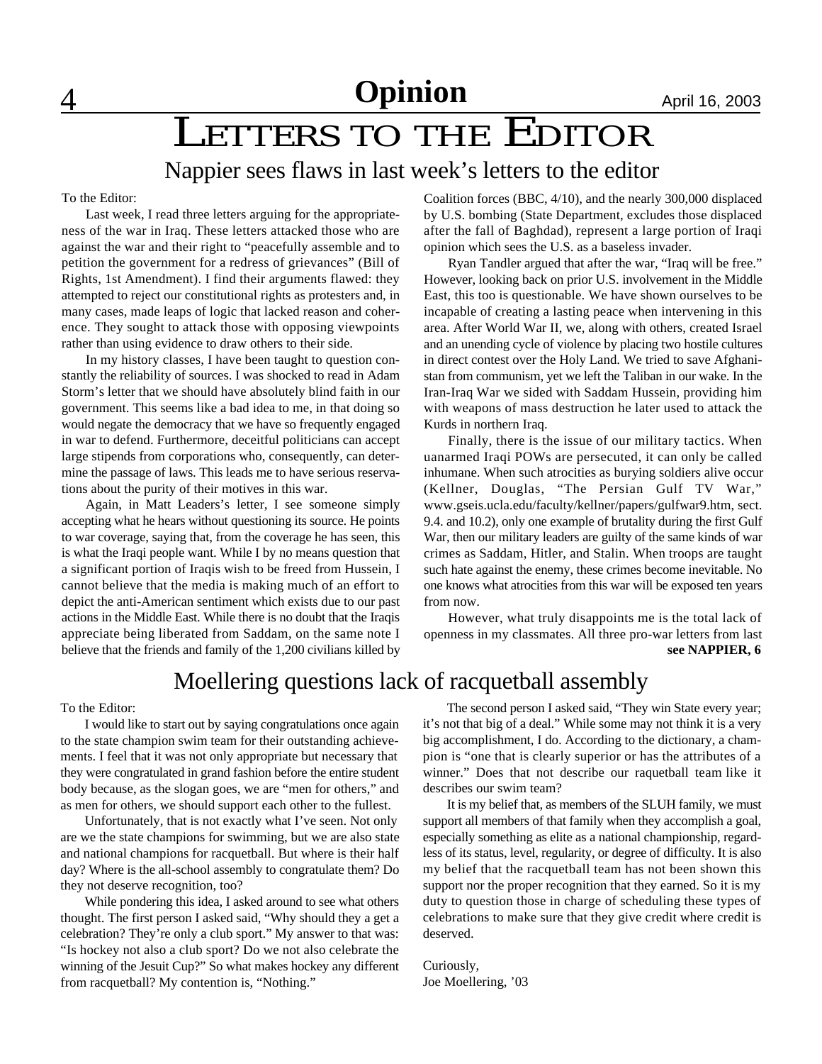# Opinion

# LETTERS TO THE EDITOR

## Nappier sees flaws in last week's letters to the editor

To the Editor:

Last week, I read three letters arguing for the appropriateness of the war in Iraq. These letters attacked those who are against the war and their right to "peacefully assemble and to petition the government for a redress of grievances" (Bill of Rights, 1st Amendment). I find their arguments flawed: they attempted to reject our constitutional rights as protesters and, in many cases, made leaps of logic that lacked reason and coherence. They sought to attack those with opposing viewpoints rather than using evidence to draw others to their side.

In my history classes, I have been taught to question constantly the reliability of sources. I was shocked to read in Adam Storm's letter that we should have absolutely blind faith in our government. This seems like a bad idea to me, in that doing so would negate the democracy that we have so frequently engaged in war to defend. Furthermore, deceitful politicians can accept large stipends from corporations who, consequently, can determine the passage of laws. This leads me to have serious reservations about the purity of their motives in this war.

Again, in Matt Leaders's letter, I see someone simply accepting what he hears without questioning its source. He points to war coverage, saying that, from the coverage he has seen, this is what the Iraqi people want. While I by no means question that a significant portion of Iraqis wish to be freed from Hussein, I cannot believe that the media is making much of an effort to depict the anti-American sentiment which exists due to our past actions in the Middle East. While there is no doubt that the Iraqis appreciate being liberated from Saddam, on the same note I believe that the friends and family of the 1,200 civilians killed by Coalition forces (BBC, 4/10), and the nearly 300,000 displaced by U.S. bombing (State Department, excludes those displaced after the fall of Baghdad), represent a large portion of Iraqi opinion which sees the U.S. as a baseless invader.

Ryan Tandler argued that after the war, "Iraq will be free." However, looking back on prior U.S. involvement in the Middle East, this too is questionable. We have shown ourselves to be incapable of creating a lasting peace when intervening in this area. After World War II, we, along with others, created Israel and an unending cycle of violence by placing two hostile cultures in direct contest over the Holy Land. We tried to save Afghanistan from communism, yet we left the Taliban in our wake. In the Iran-Iraq War we sided with Saddam Hussein, providing him with weapons of mass destruction he later used to attack the Kurds in northern Iraq.

Finally, there is the issue of our military tactics. When uanarmed Iraqi POWs are persecuted, it can only be called inhumane. When such atrocities as burying soldiers alive occur (Kellner, Douglas, "The Persian Gulf TV War," www.gseis.ucla.edu/faculty/kellner/papers/gulfwar9.htm, sect. 9.4. and 10.2), only one example of brutality during the first Gulf War, then our military leaders are guilty of the same kinds of war crimes as Saddam, Hitler, and Stalin. When troops are taught such hate against the enemy, these crimes become inevitable. No one knows what atrocities from this war will be exposed ten years from now.

However, what truly disappoints me is the total lack of openness in my classmates. All three pro-war letters from last

**see NAPPIER, 6**

## Moellering questions lack of racquetball assembly

To the Editor:

I would like to start out by saying congratulations once again to the state champion swim team for their outstanding achievements. I feel that it was not only appropriate but necessary that they were congratulated in grand fashion before the entire student body because, as the slogan goes, we are "men for others," and as men for others, we should support each other to the fullest.

Unfortunately, that is not exactly what I've seen. Not only are we the state champions for swimming, but we are also state and national champions for racquetball. But where is their half day? Where is the all-school assembly to congratulate them? Do they not deserve recognition, too?

While pondering this idea, I asked around to see what others thought. The first person I asked said, "Why should they a get a celebration? They're only a club sport." My answer to that was: "Is hockey not also a club sport? Do we not also celebrate the winning of the Jesuit Cup?" So what makes hockey any different from racquetball? My contention is, "Nothing."

The second person I asked said, "They win State every year; it's not that big of a deal." While some may not think it is a very big accomplishment, I do. According to the dictionary, a champion is "one that is clearly superior or has the attributes of a winner." Does that not describe our raquetball team like it describes our swim team?

It is my belief that, as members of the SLUH family, we must support all members of that family when they accomplish a goal, especially something as elite as a national championship, regardless of its status, level, regularity, or degree of difficulty. It is also my belief that the racquetball team has not been shown this support nor the proper recognition that they earned. So it is my duty to question those in charge of scheduling these types of celebrations to make sure that they give credit where credit is deserved.

Curiously,
Joe Moellering, '03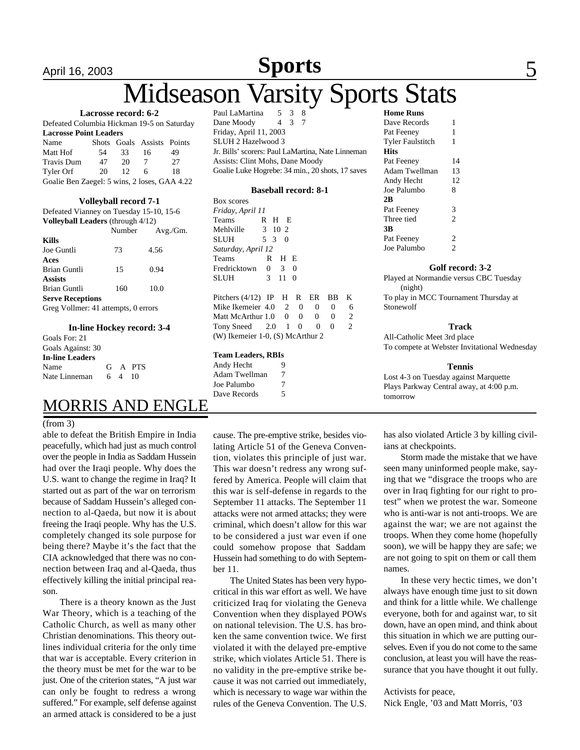# Sports

# Midseason Varsity Sports Stats

### Lacrosse record: 6-2

Defeated Columbia Hickman 19-5 on Saturday

**Lacrosse Point Leaders**

| Name | Shots | Goals | Assists | Points |
|---|---|---|---|---|
| Matt Hof | 54 | 33 | 16 | 49 |
| Travis Dum | 47 | 20 | 7 | 27 |
| Tyler Orf | 20 | 12 | 6 | 18 |

Goalie Ben Zaegel: 5 wins, 2 loses, GAA 4.22

### Volleyball record 7-1

Defeated Vianney on Tuesday 15-10, 15-6

**Volleyball Leaders** (through 4/12)

| | Number | Avg./Gm. |
|---|---|---|
| **Kills** | | |
| Joe Guntli | 73 | 4.56 |
| **Aces** | | |
| Brian Guntli | 15 | 0.94 |
| **Assists** | | |
| Brian Guntli | 160 | 10.0 |

**Serve Receptions**

Greg Vollmer: 41 attempts, 0 errors

### In-line Hockey record: 3-4

Goals For: 21

Goals Against: 30

**In-line Leaders**

| Name | G | A | PTS |
|---|---|---|---|
| Nate Linneman | 6 | 4 | 10 |
| Paul LaMartina | 5 | 3 | 8 |
| Dane Moody | 4 | 3 | 7 |

Friday, April 11, 2003

SLUH 2 Hazelwood 3

Jr. Bills' scorers: Paul LaMartina, Nate Linneman

Assists: Clint Mohs, Dane Moody

Goalie Luke Hogrebe: 34 min., 20 shots, 17 saves

### Baseball record: 8-1

Box scores

*Friday, April 11*

| Teams | R | H | E |
|---|---|---|---|
| Mehlville | 3 | 10 | 2 |
| SLUH | 5 | 3 | 0 |

*Saturday, April 12*

| Teams | R | H | E |
|---|---|---|---|
| Fredricktown | 0 | 3 | 0 |
| SLUH | 3 | 11 | 0 |

| Pitchers (4/12) | IP | H | R | ER | BB | K |
|---|---|---|---|---|---|---|
| Mike Ikemeier | 4.0 | 2 | 0 | 0 | 0 | 6 |
| Matt McArthur | 1.0 | 0 | 0 | 0 | 0 | 2 |
| Tony Sneed | 2.0 | 1 | 0 | 0 | 0 | 2 |

(W) Ikemeier 1-0, (S) McArthur 2

**Team Leaders, RBIs**

| | |
|---|---|
| Andy Hecht | 9 |
| Adam Twellman | 7 |
| Joe Palumbo | 7 |
| Dave Records | 5 |
| **Home Runs** | |
| Dave Records | 1 |
| Pat Feeney | 1 |
| Tyler Faulstitch | 1 |
| **Hits** | |
| Pat Feeney | 14 |
| Adam Twellman | 13 |
| Andy Hecht | 12 |
| Joe Palumbo | 8 |
| **2B** | |
| Pat Feeney | 3 |
| Three tied | 2 |
| **3B** | |
| Pat Feeney | 2 |
| Joe Palumbo | 2 |

### Golf record: 3-2

Played at Normandie versus CBC Tuesday (night)

To play in MCC Tournament Thursday at Stonewolf

### Track

All-Catholic Meet 3rd place

To compete at Webster Invitational Wednesday

### Tennis

Lost 4-3 on Tuesday against Marquette

Plays Parkway Central away, at 4:00 p.m. tomorrow

## MORRIS AND ENGLE

(from 3)

able to defeat the British Empire in India peacefully, which had just as much control over the people in India as Saddam Hussein had over the Iraqi people. Why does the U.S. want to change the regime in Iraq? It started out as part of the war on terrorism because of Saddam Hussein's alleged connection to al-Qaeda, but now it is about freeing the Iraqi people. Why has the U.S. completely changed its sole purpose for being there? Maybe it's the fact that the CIA acknowledged that there was no connection between Iraq and al-Qaeda, thus effectively killing the initial principal reason.

There is a theory known as the Just War Theory, which is a teaching of the Catholic Church, as well as many other Christian denominations. This theory outlines individual criteria for the only time that war is acceptable. Every criterion in the theory must be met for the war to be just. One of the criterion states, "A just war can only be fought to redress a wrong suffered." For example, self defense against an armed attack is considered to be a just cause. The pre-emptive strike, besides violating Article 51 of the Geneva Convention, violates this principle of just war. This war doesn't redress any wrong suffered by America. People will claim that this war is self-defense in regards to the September 11 attacks. The September 11 attacks were not armed attacks; they were criminal, which doesn't allow for this war to be considered a just war even if one could somehow propose that Saddam Hussein had something to do with September 11.

The United States has been very hypocritical in this war effort as well. We have criticized Iraq for violating the Geneva Convention when they displayed POWs on national television. The U.S. has broken the same convention twice. We first violated it with the delayed pre-emptive strike, which violates Article 51. There is no validity in the pre-emptive strike because it was not carried out immediately, which is necessary to wage war within the rules of the Geneva Convention. The U.S. has also violated Article 3 by killing civilians at checkpoints.

Storm made the mistake that we have seen many uninformed people make, saying that we "disgrace the troops who are over in Iraq fighting for our right to protest" when we protest the war. Someone who is anti-war is not anti-troops. We are against the war; we are not against the troops. When they come home (hopefully soon), we will be happy they are safe; we are not going to spit on them or call them names.

In these very hectic times, we don't always have enough time just to sit down and think for a little while. We challenge everyone, both for and against war, to sit down, have an open mind, and think about this situation in which we are putting ourselves. Even if you do not come to the same conclusion, at least you will have the reassurance that you have thought it out fully.

Activists for peace,

Nick Engle, '03 and Matt Morris, '03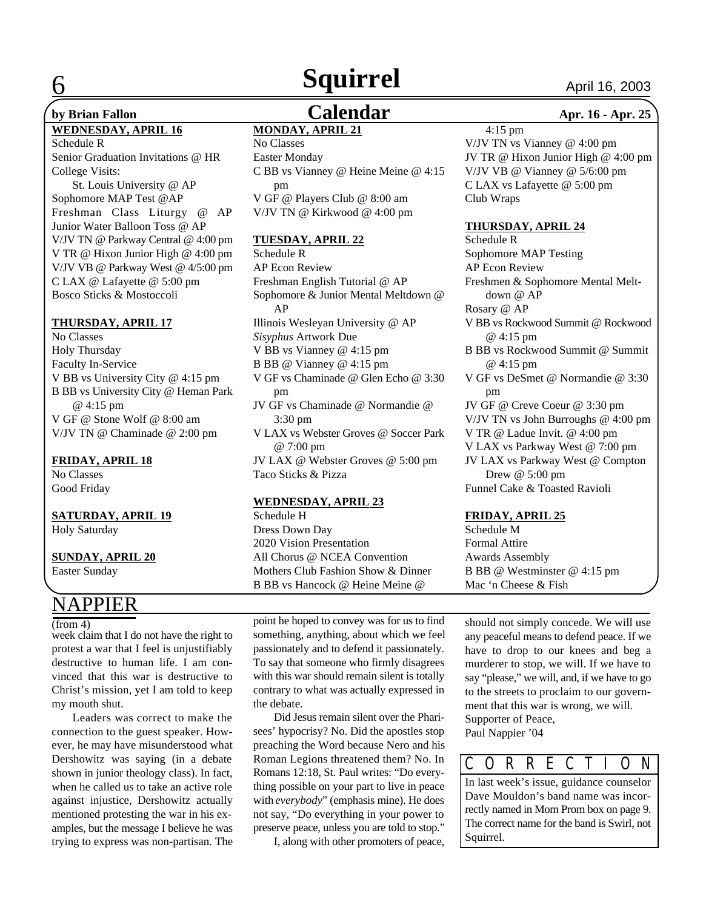## Calendar

by Brian Fallon

Apr. 16 - Apr. 25

**WEDNESDAY, APRIL 16**

Schedule R
Senior Graduation Invitations @ HR
College Visits:
St. Louis University @ AP
Sophomore MAP Test @AP
Freshman Class Liturgy @ AP
Junior Water Balloon Toss @ AP
V/JV TN @ Parkway Central @ 4:00 pm
V TR @ Hixon Junior High @ 4:00 pm
V/JV VB @ Parkway West @ 4/5:00 pm
C LAX @ Lafayette @ 5:00 pm
Bosco Sticks & Mostoccoli

**THURSDAY, APRIL 17**

No Classes
Holy Thursday
Faculty In-Service
V BB vs University City @ 4:15 pm
B BB vs University City @ Heman Park @ 4:15 pm
V GF @ Stone Wolf @ 8:00 am
V/JV TN @ Chaminade @ 2:00 pm

**FRIDAY, APRIL 18**

No Classes
Good Friday

**SATURDAY, APRIL 19**

Holy Saturday

**SUNDAY, APRIL 20**

Easter Sunday

**MONDAY, APRIL 21**

No Classes
Easter Monday
C BB vs Vianney @ Heine Meine @ 4:15 pm
V GF @ Players Club @ 8:00 am
V/JV TN @ Kirkwood @ 4:00 pm

**TUESDAY, APRIL 22**

Schedule R
AP Econ Review
Freshman English Tutorial @ AP
Sophomore & Junior Mental Meltdown @ AP
Illinois Wesleyan University @ AP
*Sisyphus* Artwork Due
V BB vs Vianney @ 4:15 pm
B BB @ Vianney @ 4:15 pm
V GF vs Chaminade @ Glen Echo @ 3:30 pm
JV GF vs Chaminade @ Normandie @ 3:30 pm
V LAX vs Webster Groves @ Soccer Park @ 7:00 pm
JV LAX @ Webster Groves @ 5:00 pm
Taco Sticks & Pizza

**WEDNESDAY, APRIL 23**

Schedule H
Dress Down Day
2020 Vision Presentation
All Chorus @ NCEA Convention
Mothers Club Fashion Show & Dinner
B BB vs Hancock @ Heine Meine @ 4:15 pm
V/JV TN vs Vianney @ 4:00 pm
JV TR @ Hixon Junior High @ 4:00 pm
V/JV VB @ Vianney @ 5/6:00 pm
C LAX vs Lafayette @ 5:00 pm
Club Wraps

**THURSDAY, APRIL 24**

Schedule R
Sophomore MAP Testing
AP Econ Review
Freshmen & Sophomore Mental Meltdown @ AP
Rosary @ AP
V BB vs Rockwood Summit @ Rockwood @ 4:15 pm
B BB vs Rockwood Summit @ Summit @ 4:15 pm
V GF vs DeSmet @ Normandie @ 3:30 pm
JV GF @ Creve Coeur @ 3:30 pm
V/JV TN vs John Burroughs @ 4:00 pm
V TR @ Ladue Invit. @ 4:00 pm
V LAX vs Parkway West @ 7:00 pm
JV LAX vs Parkway West @ Compton Drew @ 5:00 pm
Funnel Cake & Toasted Ravioli

**FRIDAY, APRIL 25**

Schedule M
Formal Attire
Awards Assembly
B BB @ Westminster @ 4:15 pm
Mac 'n Cheese & Fish

## NAPPIER

(from 4)

week claim that I do not have the right to protest a war that I feel is unjustifiably destructive to human life. I am convinced that this war is destructive to Christ's mission, yet I am told to keep my mouth shut.

Leaders was correct to make the connection to the guest speaker. However, he may have misunderstood what Dershowitz was saying (in a debate shown in junior theology class). In fact, when he called us to take an active role against injustice, Dershowitz actually mentioned protesting the war in his examples, but the message I believe he was trying to express was non-partisan. The point he hoped to convey was for us to find something, anything, about which we feel passionately and to defend it passionately. To say that someone who firmly disagrees with this war should remain silent is totally contrary to what was actually expressed in the debate.

Did Jesus remain silent over the Pharisees' hypocrisy? No. Did the apostles stop preaching the Word because Nero and his Roman Legions threatened them? No. In Romans 12:18, St. Paul writes: "Do everything possible on your part to live in peace with *everybody*" (emphasis mine). He does not say, "Do everything in your power to preserve peace, unless you are told to stop."

I, along with other promoters of peace, should not simply concede. We will use any peaceful means to defend peace. If we have to drop to our knees and beg a murderer to stop, we will. If we have to say "please," we will, and, if we have to go to the streets to proclaim to our government that this war is wrong, we will.

Supporter of Peace,
Paul Nappier '04

## CORRECTION

In last week's issue, guidance counselor Dave Mouldon's band name was incorrectly named in Mom Prom box on page 9. The correct name for the band is Swirl, not Squirrel.